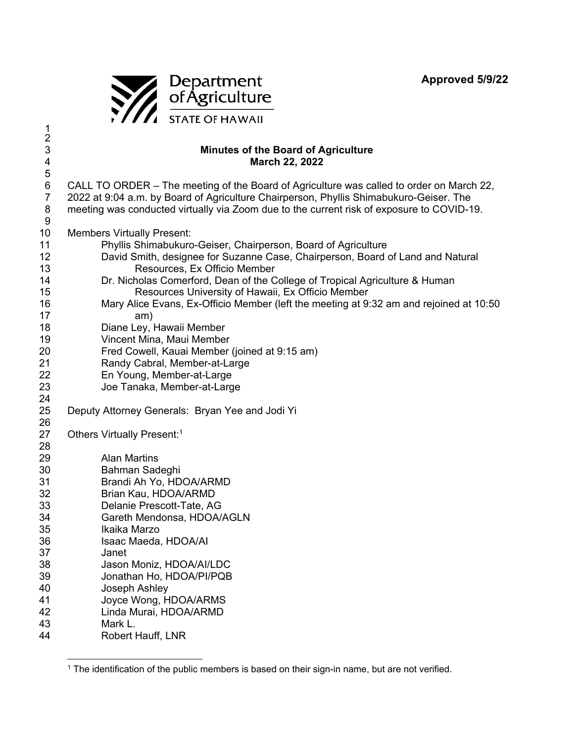Approved 5/9/22

Department of Agriculture
STATE OF HAWAII

## Minutes of the Board of Agriculture
## March 22, 2022

CALL TO ORDER – The meeting of the Board of Agriculture was called to order on March 22, 2022 at 9:04 a.m. by Board of Agriculture Chairperson, Phyllis Shimabukuro-Geiser. The meeting was conducted virtually via Zoom due to the current risk of exposure to COVID-19.

Members Virtually Present:

- Phyllis Shimabukuro-Geiser, Chairperson, Board of Agriculture
- David Smith, designee for Suzanne Case, Chairperson, Board of Land and Natural Resources, Ex Officio Member
- Dr. Nicholas Comerford, Dean of the College of Tropical Agriculture & Human Resources University of Hawaii, Ex Officio Member
- Mary Alice Evans, Ex-Officio Member (left the meeting at 9:32 am and rejoined at 10:50 am)
- Diane Ley, Hawaii Member
- Vincent Mina, Maui Member
- Fred Cowell, Kauai Member (joined at 9:15 am)
- Randy Cabral, Member-at-Large
- En Young, Member-at-Large
- Joe Tanaka, Member-at-Large

Deputy Attorney Generals: Bryan Yee and Jodi Yi

Others Virtually Present:[1]

- Alan Martins
- Bahman Sadeghi
- Brandi Ah Yo, HDOA/ARMD
- Brian Kau, HDOA/ARMD
- Delanie Prescott-Tate, AG
- Gareth Mendonsa, HDOA/AGLN
- Ikaika Marzo
- Isaac Maeda, HDOA/AI
- Janet
- Jason Moniz, HDOA/AI/LDC
- Jonathan Ho, HDOA/PI/PQB
- Joseph Ashley
- Joyce Wong, HDOA/ARMS
- Linda Murai, HDOA/ARMD
- Mark L.
- Robert Hauff, LNR

[1] The identification of the public members is based on their sign-in name, but are not verified.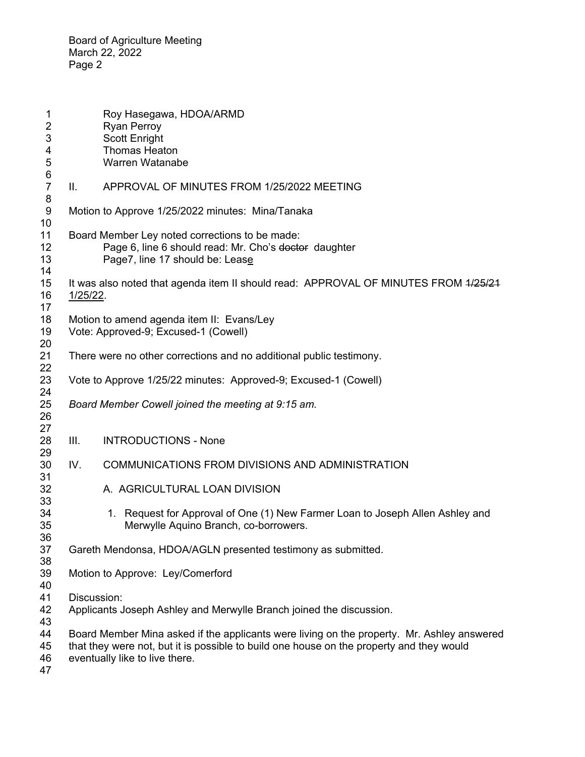Roy Hasegawa, HDOA/ARMD
Ryan Perroy
Scott Enright
Thomas Heaton
Warren Watanabe

II. APPROVAL OF MINUTES FROM 1/25/2022 MEETING

Motion to Approve 1/25/2022 minutes: Mina/Tanaka

Board Member Ley noted corrections to be made:
Page 6, line 6 should read: Mr. Cho's ~~doctor~~ daughter
Page7, line 17 should be: Lease

It was also noted that agenda item II should read: APPROVAL OF MINUTES FROM ~~1/25/21~~ 1/25/22.

Motion to amend agenda item II: Evans/Ley
Vote: Approved-9; Excused-1 (Cowell)

There were no other corrections and no additional public testimony.

Vote to Approve 1/25/22 minutes: Approved-9; Excused-1 (Cowell)

*Board Member Cowell joined the meeting at 9:15 am.*

III. INTRODUCTIONS - None

IV. COMMUNICATIONS FROM DIVISIONS AND ADMINISTRATION

A. AGRICULTURAL LOAN DIVISION

1. Request for Approval of One (1) New Farmer Loan to Joseph Allen Ashley and Merwylle Aquino Branch, co-borrowers.

Gareth Mendonsa, HDOA/AGLN presented testimony as submitted.

Motion to Approve: Ley/Comerford

Discussion:
Applicants Joseph Ashley and Merwylle Branch joined the discussion.

Board Member Mina asked if the applicants were living on the property. Mr. Ashley answered that they were not, but it is possible to build one house on the property and they would eventually like to live there.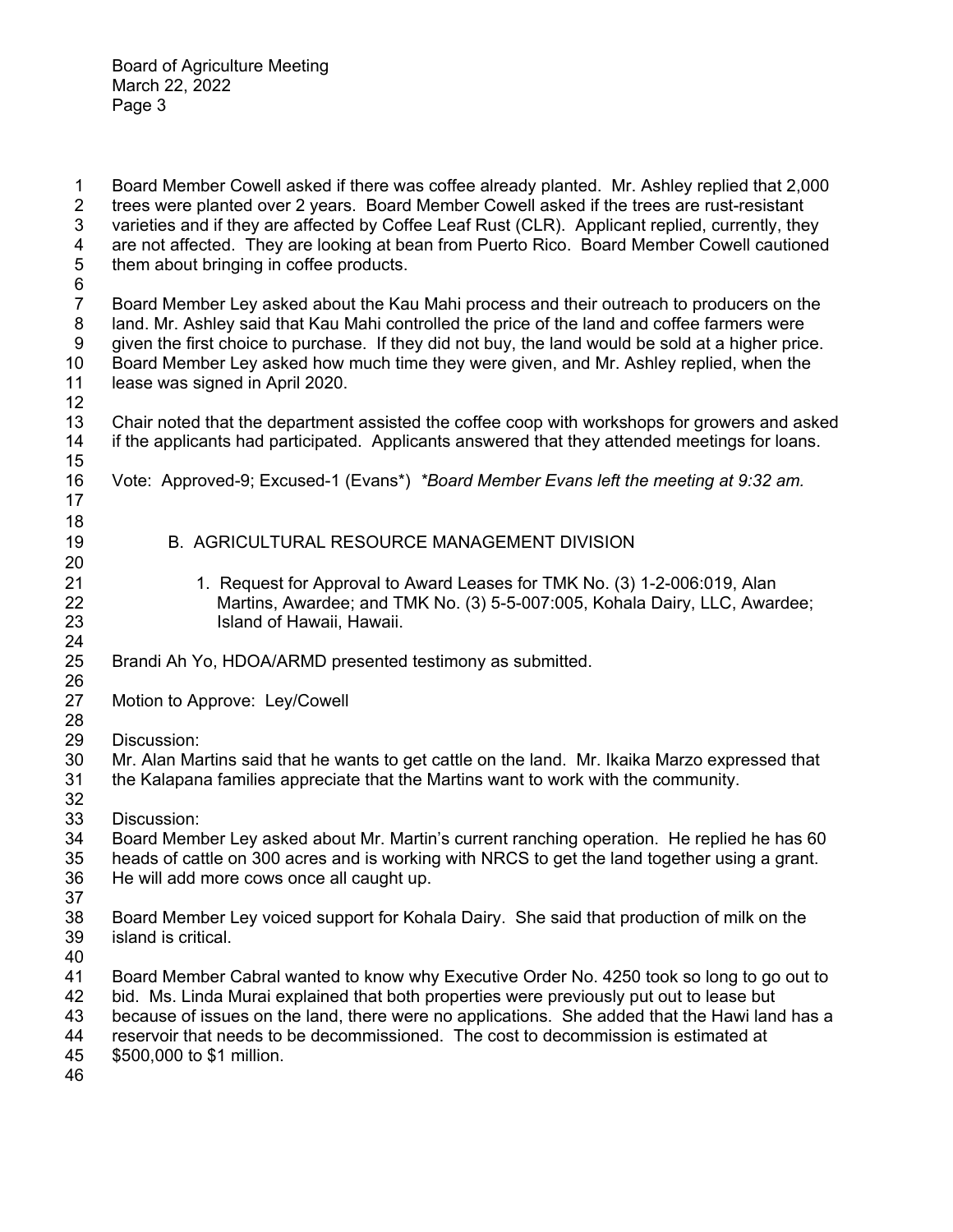Board Member Cowell asked if there was coffee already planted. Mr. Ashley replied that 2,000 trees were planted over 2 years. Board Member Cowell asked if the trees are rust-resistant varieties and if they are affected by Coffee Leaf Rust (CLR). Applicant replied, currently, they are not affected. They are looking at bean from Puerto Rico. Board Member Cowell cautioned them about bringing in coffee products.

Board Member Ley asked about the Kau Mahi process and their outreach to producers on the land. Mr. Ashley said that Kau Mahi controlled the price of the land and coffee farmers were given the first choice to purchase. If they did not buy, the land would be sold at a higher price. Board Member Ley asked how much time they were given, and Mr. Ashley replied, when the lease was signed in April 2020.

Chair noted that the department assisted the coffee coop with workshops for growers and asked if the applicants had participated. Applicants answered that they attended meetings for loans.

Vote: Approved-9; Excused-1 (Evans*) *\*Board Member Evans left the meeting at 9:32 am.*

### B. AGRICULTURAL RESOURCE MANAGEMENT DIVISION

1. Request for Approval to Award Leases for TMK No. (3) 1-2-006:019, Alan Martins, Awardee; and TMK No. (3) 5-5-007:005, Kohala Dairy, LLC, Awardee; Island of Hawaii, Hawaii.

Brandi Ah Yo, HDOA/ARMD presented testimony as submitted.

Motion to Approve: Ley/Cowell

Discussion:
Mr. Alan Martins said that he wants to get cattle on the land. Mr. Ikaika Marzo expressed that the Kalapana families appreciate that the Martins want to work with the community.

Discussion:
Board Member Ley asked about Mr. Martin's current ranching operation. He replied he has 60 heads of cattle on 300 acres and is working with NRCS to get the land together using a grant. He will add more cows once all caught up.

Board Member Ley voiced support for Kohala Dairy. She said that production of milk on the island is critical.

Board Member Cabral wanted to know why Executive Order No. 4250 took so long to go out to bid. Ms. Linda Murai explained that both properties were previously put out to lease but because of issues on the land, there were no applications. She added that the Hawi land has a reservoir that needs to be decommissioned. The cost to decommission is estimated at $500,000 to $1 million.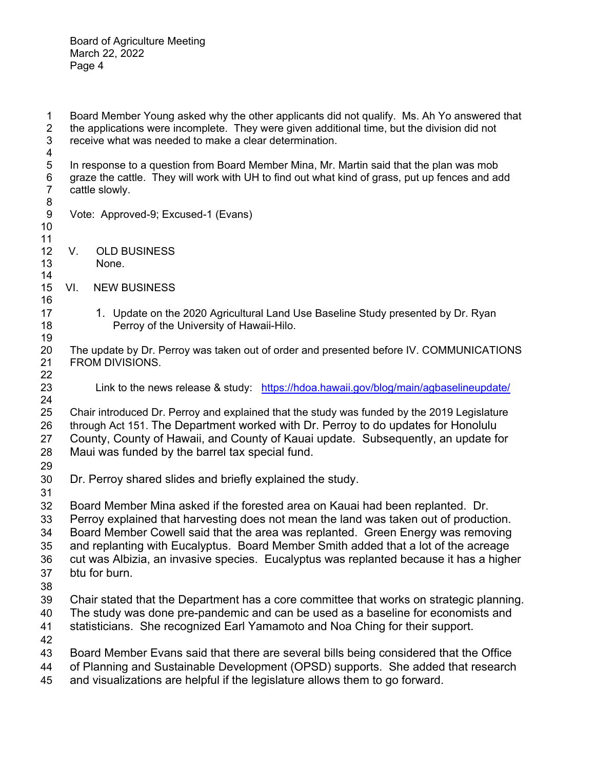Board Member Young asked why the other applicants did not qualify. Ms. Ah Yo answered that the applications were incomplete. They were given additional time, but the division did not receive what was needed to make a clear determination.

In response to a question from Board Member Mina, Mr. Martin said that the plan was mob graze the cattle. They will work with UH to find out what kind of grass, put up fences and add cattle slowly.

Vote: Approved-9; Excused-1 (Evans)

## V. OLD BUSINESS

None.

## VI. NEW BUSINESS

1. Update on the 2020 Agricultural Land Use Baseline Study presented by Dr. Ryan Perroy of the University of Hawaii-Hilo.

The update by Dr. Perroy was taken out of order and presented before IV. COMMUNICATIONS FROM DIVISIONS.

Link to the news release & study: [https://hdoa.hawaii.gov/blog/main/agbaselineupdate/](https://hdoa.hawaii.gov/blog/main/agbaselineupdate/)

Chair introduced Dr. Perroy and explained that the study was funded by the 2019 Legislature through Act 151. The Department worked with Dr. Perroy to do updates for Honolulu County, County of Hawaii, and County of Kauai update. Subsequently, an update for Maui was funded by the barrel tax special fund.

Dr. Perroy shared slides and briefly explained the study.

Board Member Mina asked if the forested area on Kauai had been replanted. Dr. Perroy explained that harvesting does not mean the land was taken out of production. Board Member Cowell said that the area was replanted. Green Energy was removing and replanting with Eucalyptus. Board Member Smith added that a lot of the acreage cut was Albizia, an invasive species. Eucalyptus was replanted because it has a higher btu for burn.

Chair stated that the Department has a core committee that works on strategic planning. The study was done pre-pandemic and can be used as a baseline for economists and statisticians. She recognized Earl Yamamoto and Noa Ching for their support.

Board Member Evans said that there are several bills being considered that the Office of Planning and Sustainable Development (OPSD) supports. She added that research and visualizations are helpful if the legislature allows them to go forward.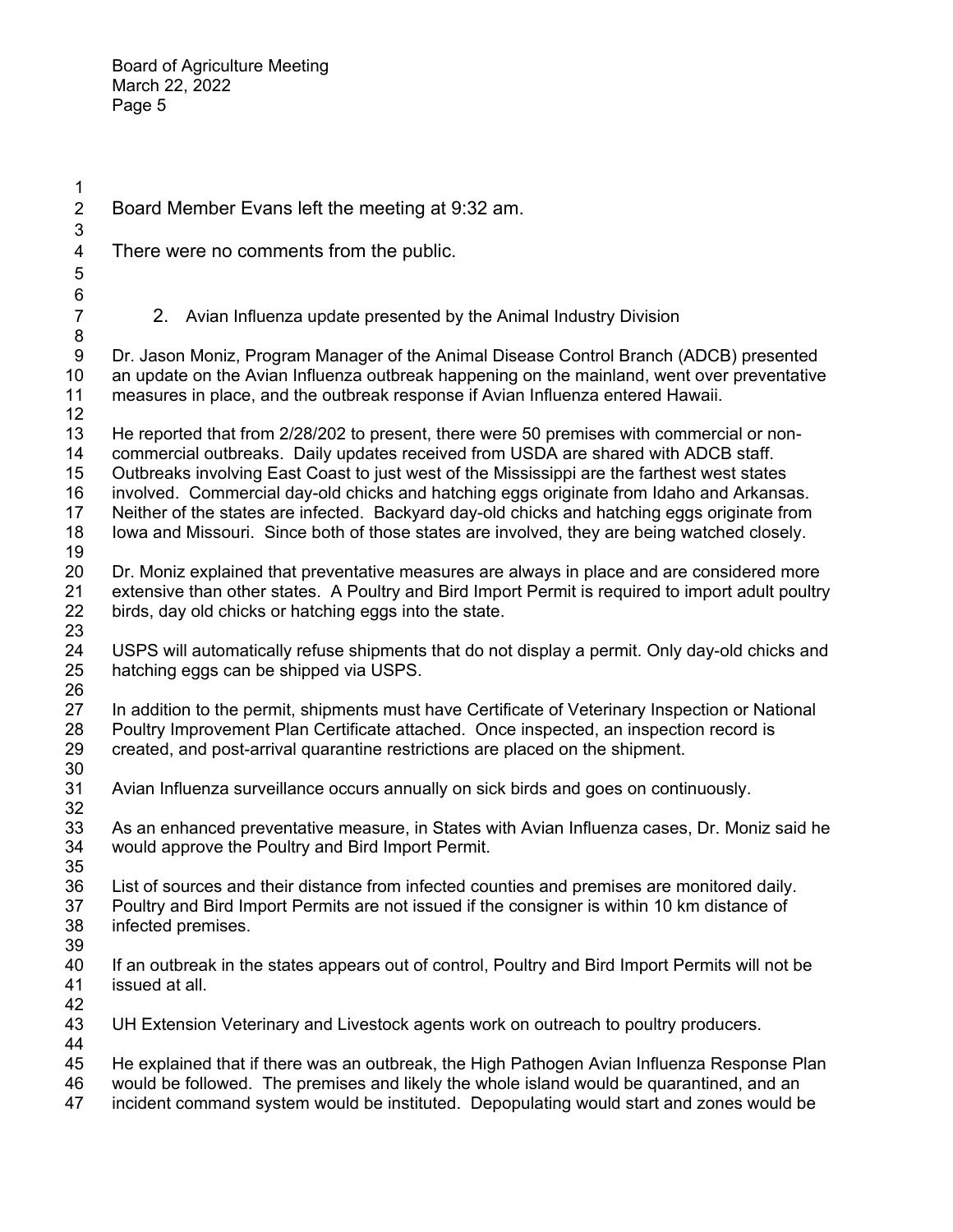Board Member Evans left the meeting at 9:32 am.

There were no comments from the public.

2. Avian Influenza update presented by the Animal Industry Division

Dr. Jason Moniz, Program Manager of the Animal Disease Control Branch (ADCB) presented an update on the Avian Influenza outbreak happening on the mainland, went over preventative measures in place, and the outbreak response if Avian Influenza entered Hawaii.

He reported that from 2/28/202 to present, there were 50 premises with commercial or non-commercial outbreaks. Daily updates received from USDA are shared with ADCB staff. Outbreaks involving East Coast to just west of the Mississippi are the farthest west states involved. Commercial day-old chicks and hatching eggs originate from Idaho and Arkansas. Neither of the states are infected. Backyard day-old chicks and hatching eggs originate from Iowa and Missouri. Since both of those states are involved, they are being watched closely.

Dr. Moniz explained that preventative measures are always in place and are considered more extensive than other states. A Poultry and Bird Import Permit is required to import adult poultry birds, day old chicks or hatching eggs into the state.

USPS will automatically refuse shipments that do not display a permit. Only day-old chicks and hatching eggs can be shipped via USPS.

In addition to the permit, shipments must have Certificate of Veterinary Inspection or National Poultry Improvement Plan Certificate attached. Once inspected, an inspection record is created, and post-arrival quarantine restrictions are placed on the shipment.

Avian Influenza surveillance occurs annually on sick birds and goes on continuously.

As an enhanced preventative measure, in States with Avian Influenza cases, Dr. Moniz said he would approve the Poultry and Bird Import Permit.

List of sources and their distance from infected counties and premises are monitored daily. Poultry and Bird Import Permits are not issued if the consigner is within 10 km distance of infected premises.

If an outbreak in the states appears out of control, Poultry and Bird Import Permits will not be issued at all.

UH Extension Veterinary and Livestock agents work on outreach to poultry producers.

He explained that if there was an outbreak, the High Pathogen Avian Influenza Response Plan would be followed. The premises and likely the whole island would be quarantined, and an incident command system would be instituted. Depopulating would start and zones would be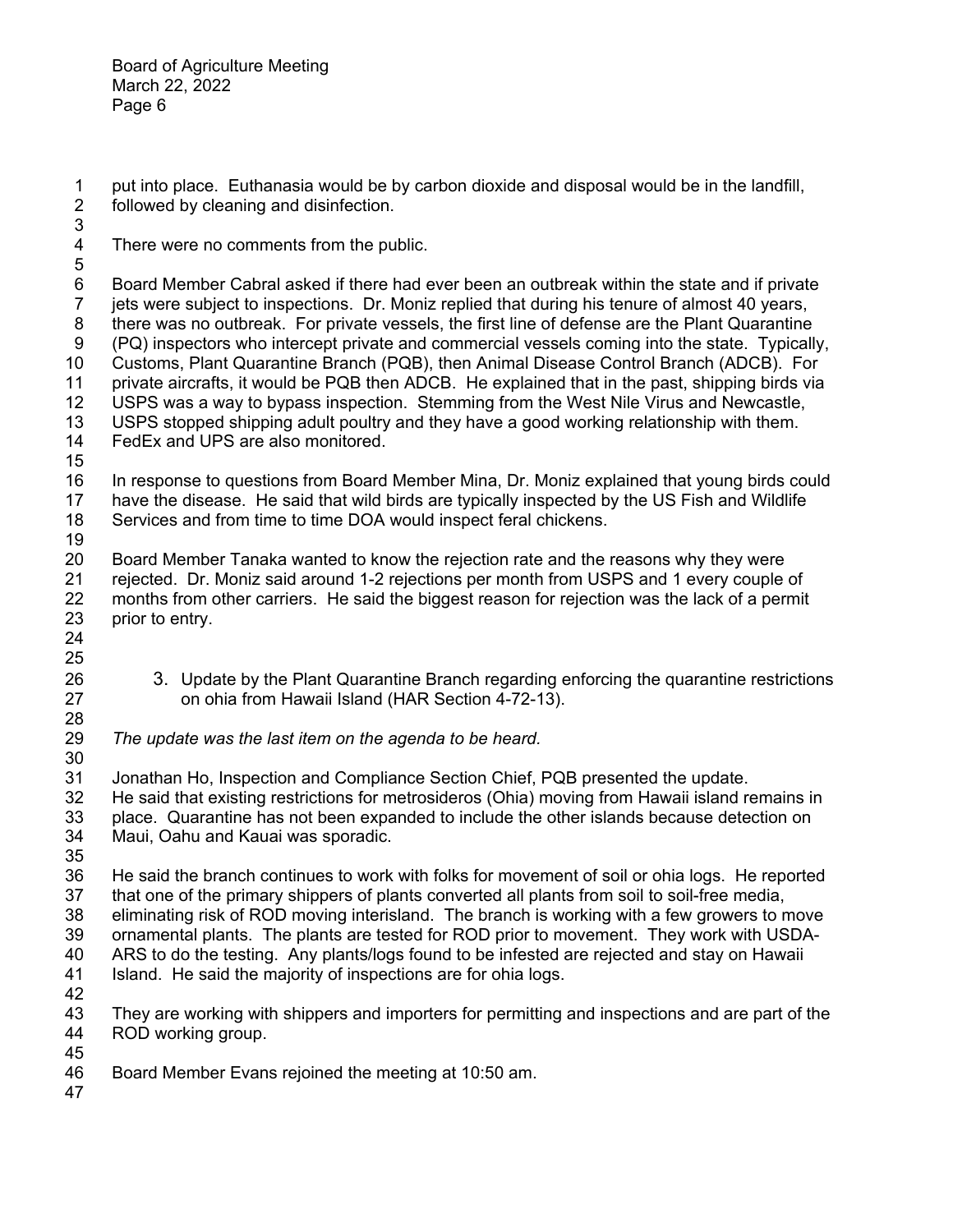put into place. Euthanasia would be by carbon dioxide and disposal would be in the landfill, followed by cleaning and disinfection.

There were no comments from the public.

Board Member Cabral asked if there had ever been an outbreak within the state and if private jets were subject to inspections. Dr. Moniz replied that during his tenure of almost 40 years, there was no outbreak. For private vessels, the first line of defense are the Plant Quarantine (PQ) inspectors who intercept private and commercial vessels coming into the state. Typically, Customs, Plant Quarantine Branch (PQB), then Animal Disease Control Branch (ADCB). For private aircrafts, it would be PQB then ADCB. He explained that in the past, shipping birds via USPS was a way to bypass inspection. Stemming from the West Nile Virus and Newcastle, USPS stopped shipping adult poultry and they have a good working relationship with them. FedEx and UPS are also monitored.

In response to questions from Board Member Mina, Dr. Moniz explained that young birds could have the disease. He said that wild birds are typically inspected by the US Fish and Wildlife Services and from time to time DOA would inspect feral chickens.

Board Member Tanaka wanted to know the rejection rate and the reasons why they were rejected. Dr. Moniz said around 1-2 rejections per month from USPS and 1 every couple of months from other carriers. He said the biggest reason for rejection was the lack of a permit prior to entry.

3. Update by the Plant Quarantine Branch regarding enforcing the quarantine restrictions on ohia from Hawaii Island (HAR Section 4-72-13).

*The update was the last item on the agenda to be heard.*

Jonathan Ho, Inspection and Compliance Section Chief, PQB presented the update. He said that existing restrictions for metrosideros (Ohia) moving from Hawaii island remains in place. Quarantine has not been expanded to include the other islands because detection on Maui, Oahu and Kauai was sporadic.

He said the branch continues to work with folks for movement of soil or ohia logs. He reported that one of the primary shippers of plants converted all plants from soil to soil-free media, eliminating risk of ROD moving interisland. The branch is working with a few growers to move ornamental plants. The plants are tested for ROD prior to movement. They work with USDA-ARS to do the testing. Any plants/logs found to be infested are rejected and stay on Hawaii Island. He said the majority of inspections are for ohia logs.

They are working with shippers and importers for permitting and inspections and are part of the ROD working group.

Board Member Evans rejoined the meeting at 10:50 am.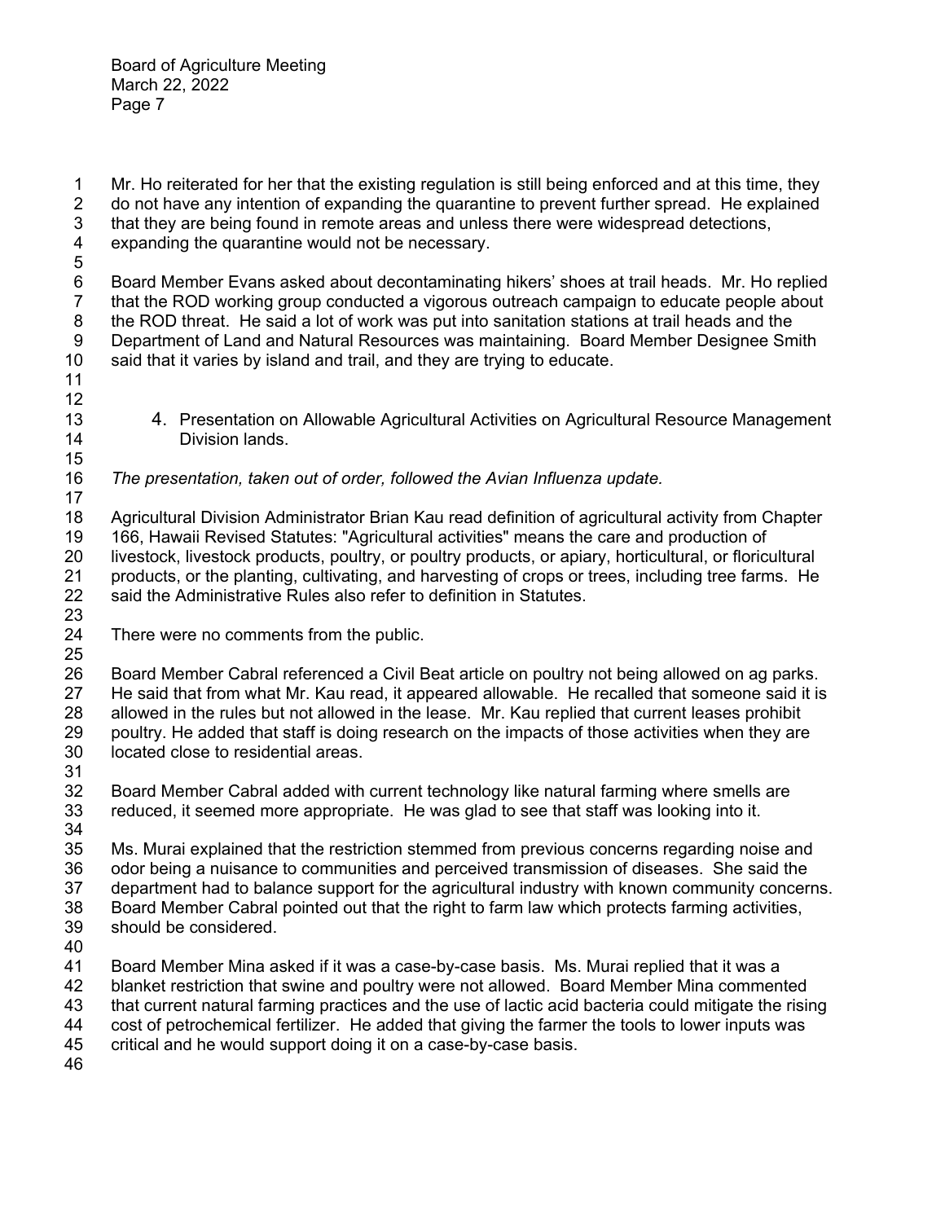Mr. Ho reiterated for her that the existing regulation is still being enforced and at this time, they do not have any intention of expanding the quarantine to prevent further spread. He explained that they are being found in remote areas and unless there were widespread detections, expanding the quarantine would not be necessary.

Board Member Evans asked about decontaminating hikers' shoes at trail heads. Mr. Ho replied that the ROD working group conducted a vigorous outreach campaign to educate people about the ROD threat. He said a lot of work was put into sanitation stations at trail heads and the Department of Land and Natural Resources was maintaining. Board Member Designee Smith said that it varies by island and trail, and they are trying to educate.

4. Presentation on Allowable Agricultural Activities on Agricultural Resource Management Division lands.

*The presentation, taken out of order, followed the Avian Influenza update.*

Agricultural Division Administrator Brian Kau read definition of agricultural activity from Chapter 166, Hawaii Revised Statutes: "Agricultural activities" means the care and production of livestock, livestock products, poultry, or poultry products, or apiary, horticultural, or floricultural products, or the planting, cultivating, and harvesting of crops or trees, including tree farms. He said the Administrative Rules also refer to definition in Statutes.

There were no comments from the public.

Board Member Cabral referenced a Civil Beat article on poultry not being allowed on ag parks. He said that from what Mr. Kau read, it appeared allowable. He recalled that someone said it is allowed in the rules but not allowed in the lease. Mr. Kau replied that current leases prohibit poultry. He added that staff is doing research on the impacts of those activities when they are located close to residential areas.

Board Member Cabral added with current technology like natural farming where smells are reduced, it seemed more appropriate. He was glad to see that staff was looking into it.

Ms. Murai explained that the restriction stemmed from previous concerns regarding noise and odor being a nuisance to communities and perceived transmission of diseases. She said the department had to balance support for the agricultural industry with known community concerns. Board Member Cabral pointed out that the right to farm law which protects farming activities, should be considered.

Board Member Mina asked if it was a case-by-case basis. Ms. Murai replied that it was a blanket restriction that swine and poultry were not allowed. Board Member Mina commented that current natural farming practices and the use of lactic acid bacteria could mitigate the rising cost of petrochemical fertilizer. He added that giving the farmer the tools to lower inputs was critical and he would support doing it on a case-by-case basis.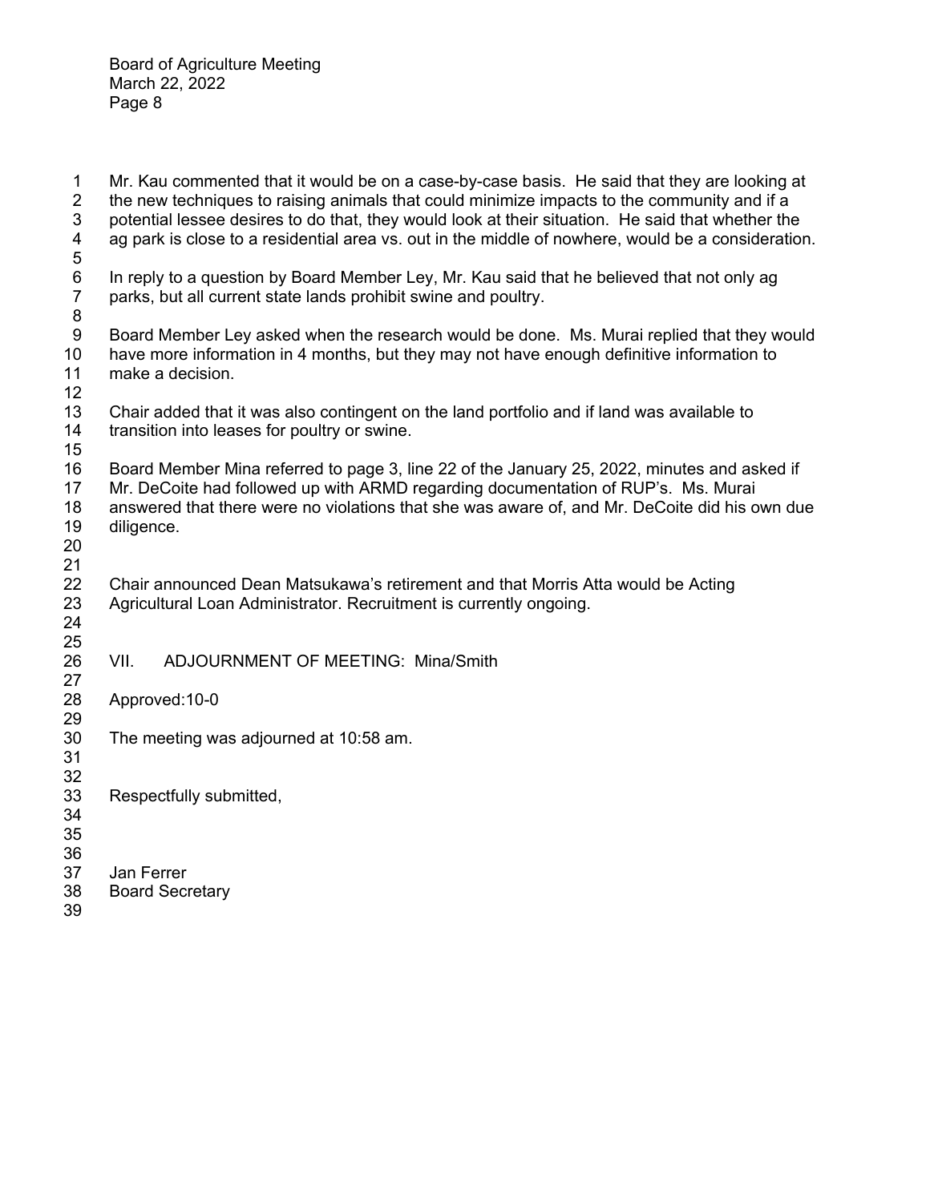Mr. Kau commented that it would be on a case-by-case basis. He said that they are looking at the new techniques to raising animals that could minimize impacts to the community and if a potential lessee desires to do that, they would look at their situation. He said that whether the ag park is close to a residential area vs. out in the middle of nowhere, would be a consideration.

In reply to a question by Board Member Ley, Mr. Kau said that he believed that not only ag parks, but all current state lands prohibit swine and poultry.

Board Member Ley asked when the research would be done. Ms. Murai replied that they would have more information in 4 months, but they may not have enough definitive information to make a decision.

Chair added that it was also contingent on the land portfolio and if land was available to transition into leases for poultry or swine.

Board Member Mina referred to page 3, line 22 of the January 25, 2022, minutes and asked if Mr. DeCoite had followed up with ARMD regarding documentation of RUP's. Ms. Murai answered that there were no violations that she was aware of, and Mr. DeCoite did his own due diligence.

Chair announced Dean Matsukawa's retirement and that Morris Atta would be Acting Agricultural Loan Administrator. Recruitment is currently ongoing.

## VII. ADJOURNMENT OF MEETING: Mina/Smith

Approved:10-0

The meeting was adjourned at 10:58 am.

Respectfully submitted,

Jan Ferrer
Board Secretary